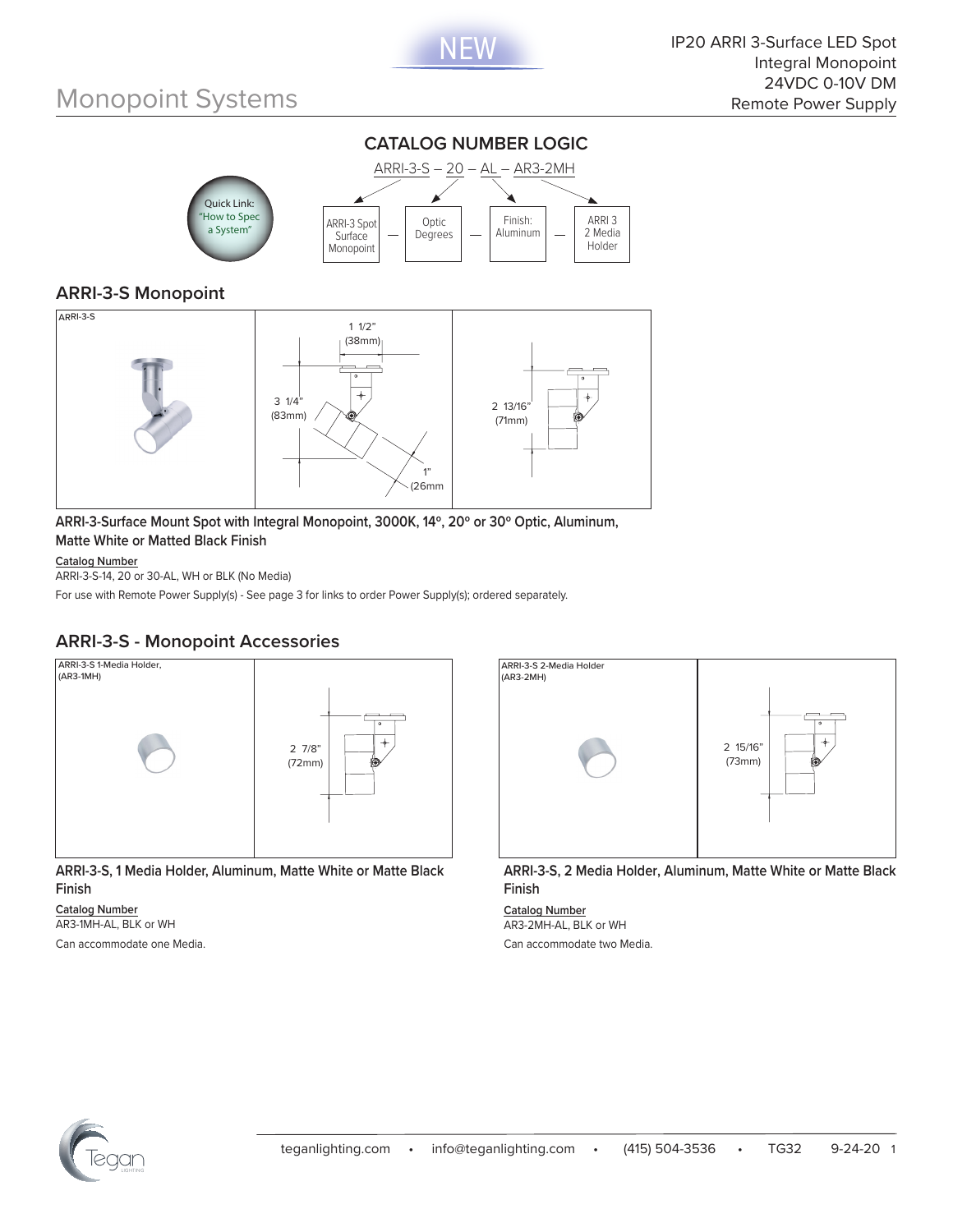NEW

# Monopoint Systems

IP20 ARRI 3-Surface LED Spot
Integral Monopoint
24VDC 0-10V DM
Remote Power Supply

## CATALOG NUMBER LOGIC

ARRI-3-S – 20 – AL – AR3-2MH

| ARRI-3 Spot Surface Monopoint | — | Optic Degrees | — | Finish: Aluminum | — | ARRI 3 2 Media Holder |
|---|---|---|---|---|---|---|

Quick Link: "How to Spec a System"

## ARRI-3-S Monopoint

ARRI-3-S

1 1/2" (38mm)
3 1/4" (83mm)
1" (26mm
2 13/16" (71mm)

**ARRI-3-Surface Mount Spot with Integral Monopoint, 3000K, 14º, 20º or 30º Optic, Aluminum, Matte White or Matted Black Finish**

Catalog Number
ARRI-3-S-14, 20 or 30-AL, WH or BLK (No Media)

For use with Remote Power Supply(s) - See page 3 for links to order Power Supply(s); ordered separately.

## ARRI-3-S - Monopoint Accessories

ARRI-3-S 1-Media Holder, (AR3-1MH)

2 7/8" (72mm)

**ARRI-3-S, 1 Media Holder, Aluminum, Matte White or Matte Black Finish**

Catalog Number
AR3-1MH-AL, BLK or WH

Can accommodate one Media.

ARRI-3-S 2-Media Holder (AR3-2MH)

2 15/16" (73mm)

**ARRI-3-S, 2 Media Holder, Aluminum, Matte White or Matte Black Finish**

Catalog Number
AR3-2MH-AL, BLK or WH

Can accommodate two Media.

teganlighting.com • info@teganlighting.com • (415) 504-3536 • TG32 9-24-20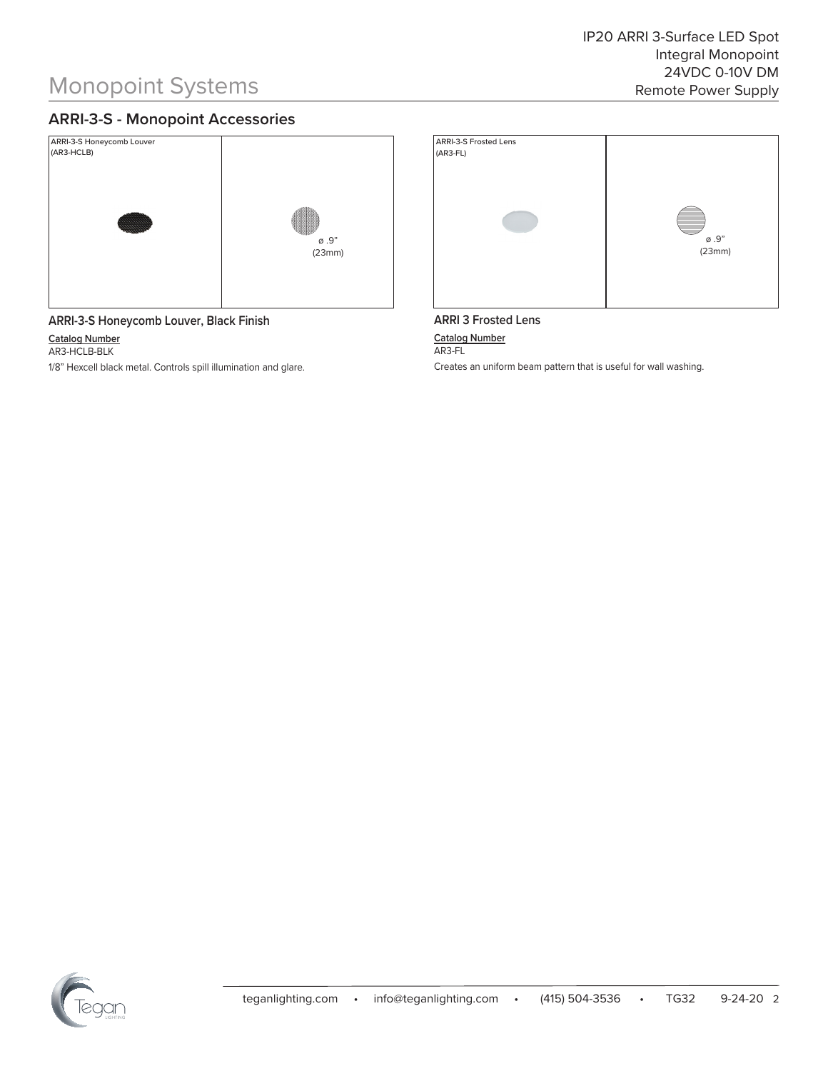# Monopoint Systems

IP20 ARRI 3-Surface LED Spot
Integral Monopoint
24VDC 0-10V DM
Remote Power Supply

## ARRI-3-S - Monopoint Accessories

ARRI-3-S Honeycomb Louver
(AR3-HCLB)

ø .9"
(23mm)

### ARRI-3-S Honeycomb Louver, Black Finish

**Catalog Number**
AR3-HCLB-BLK

1/8" Hexcell black metal. Controls spill illumination and glare.

ARRI-3-S Frosted Lens
(AR3-FL)

ø .9"
(23mm)

### ARRI 3 Frosted Lens

**Catalog Number**
AR3-FL

Creates an uniform beam pattern that is useful for wall washing.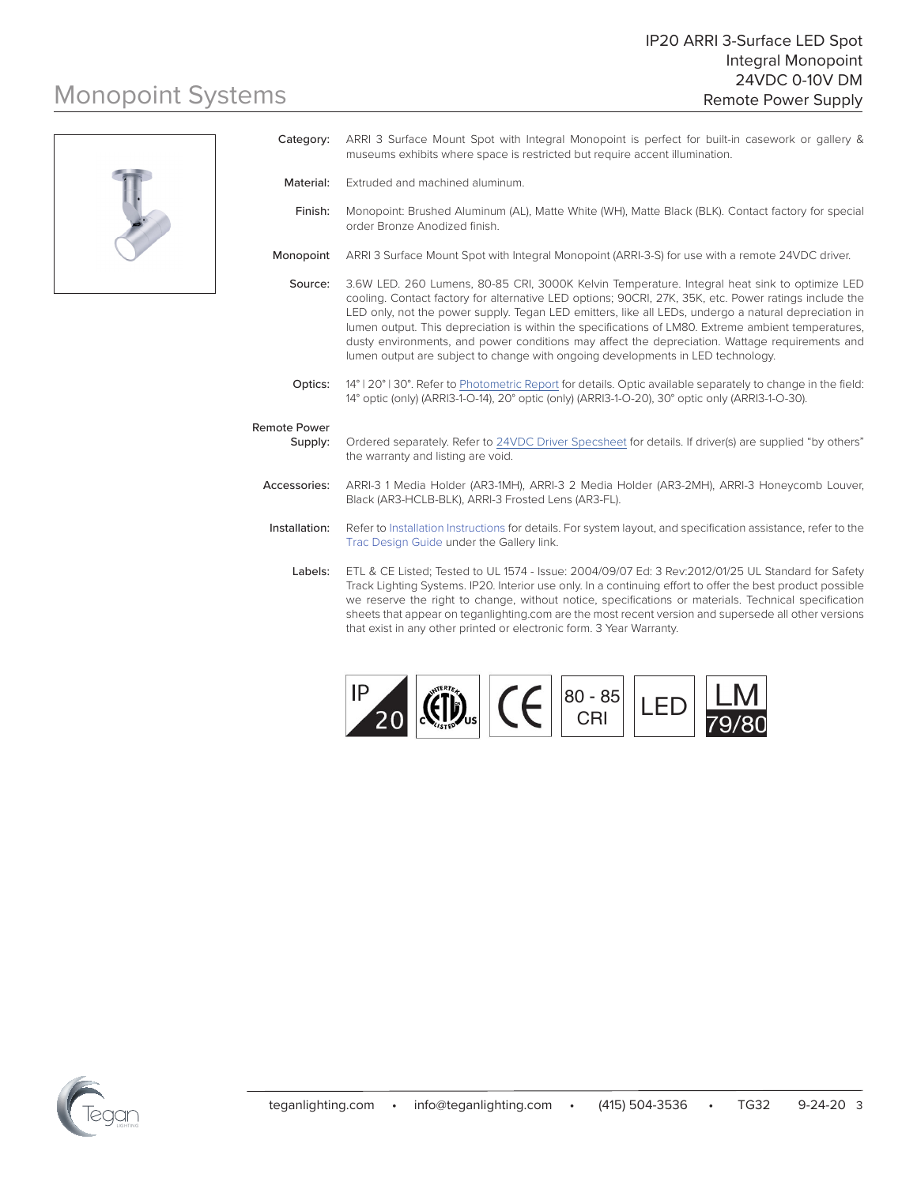# Monopoint Systems

## IP20 ARRI 3-Surface LED Spot
## Integral Monopoint
## 24VDC 0-10V DM
## Remote Power Supply

**Category:** ARRI 3 Surface Mount Spot with Integral Monopoint is perfect for built-in casework or gallery & museums exhibits where space is restricted but require accent illumination.

**Material:** Extruded and machined aluminum.

**Finish:** Monopoint: Brushed Aluminum (AL), Matte White (WH), Matte Black (BLK). Contact factory for special order Bronze Anodized finish.

**Monopoint** ARRI 3 Surface Mount Spot with Integral Monopoint (ARRI-3-S) for use with a remote 24VDC driver.

**Source:** 3.6W LED. 260 Lumens, 80-85 CRI, 3000K Kelvin Temperature. Integral heat sink to optimize LED cooling. Contact factory for alternative LED options; 90CRI, 27K, 35K, etc. Power ratings include the LED only, not the power supply. Tegan LED emitters, like all LEDs, undergo a natural depreciation in lumen output. This depreciation is within the specifications of LM80. Extreme ambient temperatures, dusty environments, and power conditions may affect the depreciation. Wattage requirements and lumen output are subject to change with ongoing developments in LED technology.

**Optics:** 14° | 20° | 30°. Refer to Photometric Report for details. Optic available separately to change in the field: 14° optic (only) (ARRI3-1-O-14), 20° optic (only) (ARRI3-1-O-20), 30° optic only (ARRI3-1-O-30).

**Remote Power Supply:** Ordered separately. Refer to 24VDC Driver Specsheet for details. If driver(s) are supplied "by others" the warranty and listing are void.

**Accessories:** ARRI-3 1 Media Holder (AR3-1MH), ARRI-3 2 Media Holder (AR3-2MH), ARRI-3 Honeycomb Louver, Black (AR3-HCLB-BLK), ARRI-3 Frosted Lens (AR3-FL).

**Installation:** Refer to Installation Instructions for details. For system layout, and specification assistance, refer to the Trac Design Guide under the Gallery link.

**Labels:** ETL & CE Listed; Tested to UL 1574 - Issue: 2004/09/07 Ed: 3 Rev:2012/01/25 UL Standard for Safety Track Lighting Systems. IP20. Interior use only. In a continuing effort to offer the best product possible we reserve the right to change, without notice, specifications or materials. Technical specification sheets that appear on teganlighting.com are the most recent version and supersede all other versions that exist in any other printed or electronic form. 3 Year Warranty.

IP 20 | Intertek ETL Listed c us | CE | 80 - 85 CRI | LED | LM 79/80

teganlighting.com • info@teganlighting.com • (415) 504-3536 • TG32 9-24-20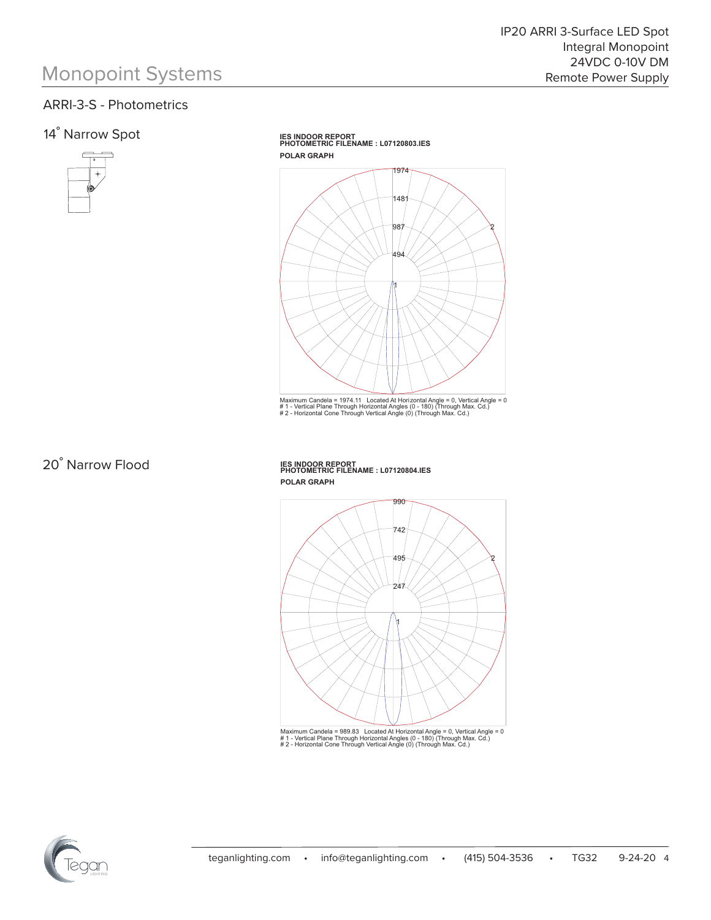# Monopoint Systems

IP20 ARRI 3-Surface LED Spot
Integral Monopoint
24VDC 0-10V DM
Remote Power Supply

## ARRI-3-S - Photometrics

### 14˚ Narrow Spot

**IES INDOOR REPORT**
**PHOTOMETRIC FILENAME : L07120803.IES**

**POLAR GRAPH**

1974
1481
987
494

Maximum Candela = 1974.11 Located At Horizontal Angle = 0, Vertical Angle = 0
# 1 - Vertical Plane Through Horizontal Angles (0 - 180) (Through Max. Cd.)
# 2 - Horizontal Cone Through Vertical Angle (0) (Through Max. Cd.)

### 20˚ Narrow Flood

**IES INDOOR REPORT**
**PHOTOMETRIC FILENAME : L07120804.IES**

**POLAR GRAPH**

990
742
495
247

Maximum Candela = 989.83 Located At Horizontal Angle = 0, Vertical Angle = 0
# 1 - Vertical Plane Through Horizontal Angles (0 - 180) (Through Max. Cd.)
# 2 - Horizontal Cone Through Vertical Angle (0) (Through Max. Cd.)

teganlighting.com • info@teganlighting.com • (415) 504-3536 • TG32 9-24-20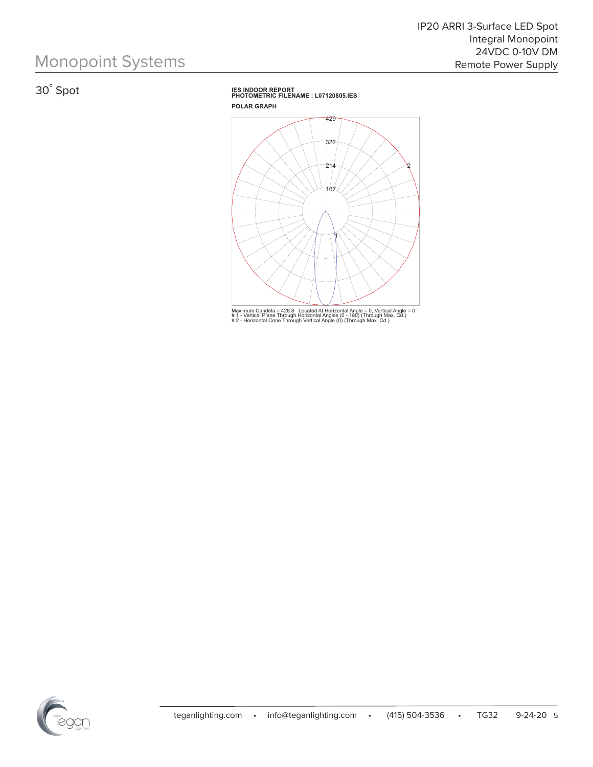# Monopoint Systems

IP20 ARRI 3-Surface LED Spot
Integral Monopoint
24VDC 0-10V DM
Remote Power Supply

## 30° Spot

**IES INDOOR REPORT**
**PHOTOMETRIC FILENAME : L07120805.IES**

**POLAR GRAPH**

429
322
214
107
2
1

Maximum Candela = 428.8 Located At Horizontal Angle = 0, Vertical Angle = 0
# 1 - Vertical Plane Through Horizontal Angles (0 - 180) (Through Max. Cd.)
# 2 - Horizontal Cone Through Vertical Angle (0) (Through Max. Cd.)

teganlighting.com • info@teganlighting.com • (415) 504-3536 • TG32 9-24-20